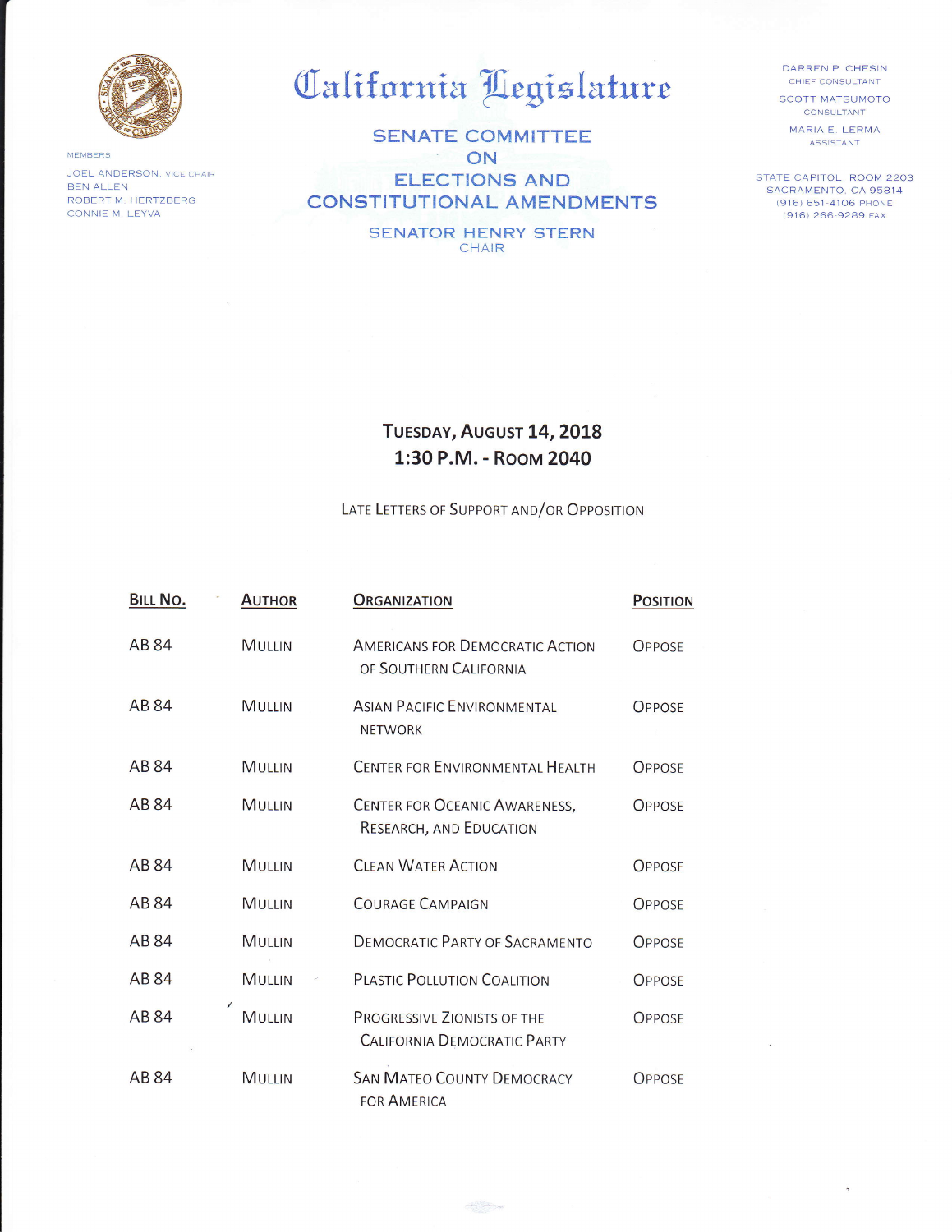# California Legislature

## SENATE COMMITTEE ON ELECTIONS AND CONSTITUTIONAL AMENDMENTS

SENATOR HENRY STERN
CHAIR

MEMBERS
JOEL ANDERSON, VICE CHAIR
BEN ALLEN
ROBERT M. HERTZBERG
CONNIE M. LEYVA

DARREN P. CHESIN
CHIEF CONSULTANT

SCOTT MATSUMOTO
CONSULTANT

MARIA E. LERMA
ASSISTANT

STATE CAPITOL, ROOM 2203
SACRAMENTO, CA 95814
(916) 651-4106 PHONE
(916) 266-9289 FAX

**TUESDAY, AUGUST 14, 2018**
**1:30 P.M. - ROOM 2040**

LATE LETTERS OF SUPPORT AND/OR OPPOSITION

| BILL NO. | AUTHOR | ORGANIZATION | POSITION |
|---|---|---|---|
| AB 84 | MULLIN | AMERICANS FOR DEMOCRATIC ACTION OF SOUTHERN CALIFORNIA | OPPOSE |
| AB 84 | MULLIN | ASIAN PACIFIC ENVIRONMENTAL NETWORK | OPPOSE |
| AB 84 | MULLIN | CENTER FOR ENVIRONMENTAL HEALTH | OPPOSE |
| AB 84 | MULLIN | CENTER FOR OCEANIC AWARENESS, RESEARCH, AND EDUCATION | OPPOSE |
| AB 84 | MULLIN | CLEAN WATER ACTION | OPPOSE |
| AB 84 | MULLIN | COURAGE CAMPAIGN | OPPOSE |
| AB 84 | MULLIN | DEMOCRATIC PARTY OF SACRAMENTO | OPPOSE |
| AB 84 | MULLIN | PLASTIC POLLUTION COALITION | OPPOSE |
| AB 84 | MULLIN | PROGRESSIVE ZIONISTS OF THE CALIFORNIA DEMOCRATIC PARTY | OPPOSE |
| AB 84 | MULLIN | SAN MATEO COUNTY DEMOCRACY FOR AMERICA | OPPOSE |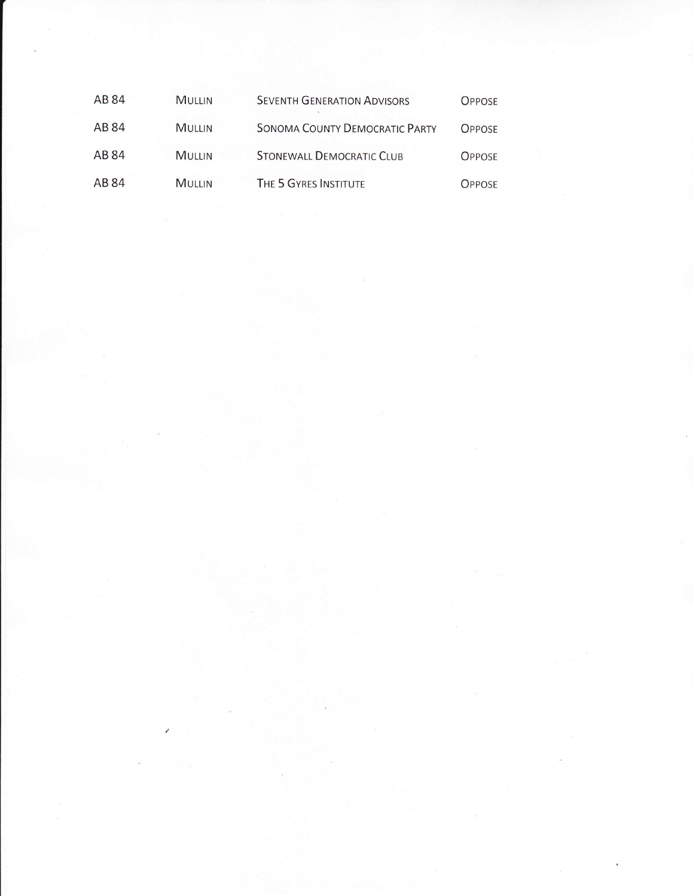| | | | |
|---|---|---|---|
| AB 84 | Mullin | Seventh Generation Advisors | Oppose |
| AB 84 | Mullin | Sonoma County Democratic Party | Oppose |
| AB 84 | Mullin | Stonewall Democratic Club | Oppose |
| AB 84 | Mullin | The 5 Gyres Institute | Oppose |